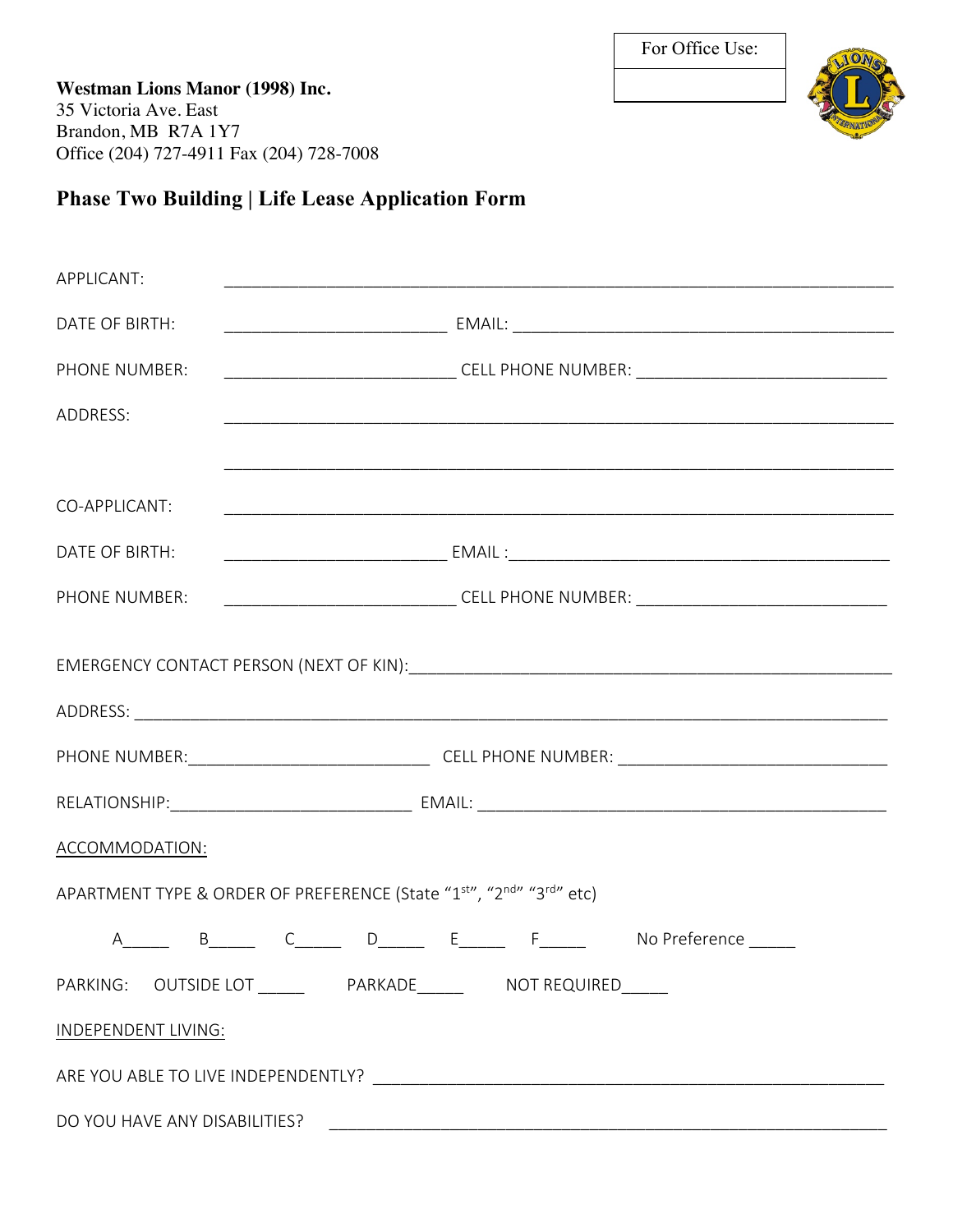| For Office Use: |
| --- |
| |

**Westman Lions Manor (1998) Inc.**
35 Victoria Ave. East
Brandon, MB R7A 1Y7
Office (204) 727-4911 Fax (204) 728-7008

## Phase Two Building | Life Lease Application Form

APPLICANT: ____________________________________________

DATE OF BIRTH: ________________________ EMAIL: ________________________

PHONE NUMBER: ________________________ CELL PHONE NUMBER: ________________________

ADDRESS: ____________________________________________

____________________________________________

CO-APPLICANT: ____________________________________________

DATE OF BIRTH: ________________________ EMAIL :________________________

PHONE NUMBER: ________________________ CELL PHONE NUMBER: ________________________

EMERGENCY CONTACT PERSON (NEXT OF KIN):________________________

ADDRESS: ____________________________________________

PHONE NUMBER:________________________ CELL PHONE NUMBER: ________________________

RELATIONSHIP:________________________ EMAIL: ________________________

ACCOMMODATION:

APARTMENT TYPE & ORDER OF PREFERENCE (State "1st", "2nd" "3rd" etc)

A_____ B_____ C_____ D_____ E_____ F_____ No Preference _____

PARKING: OUTSIDE LOT _____ PARKADE_____ NOT REQUIRED_____

INDEPENDENT LIVING:

ARE YOU ABLE TO LIVE INDEPENDENTLY? ________________________

DO YOU HAVE ANY DISABILITIES? ________________________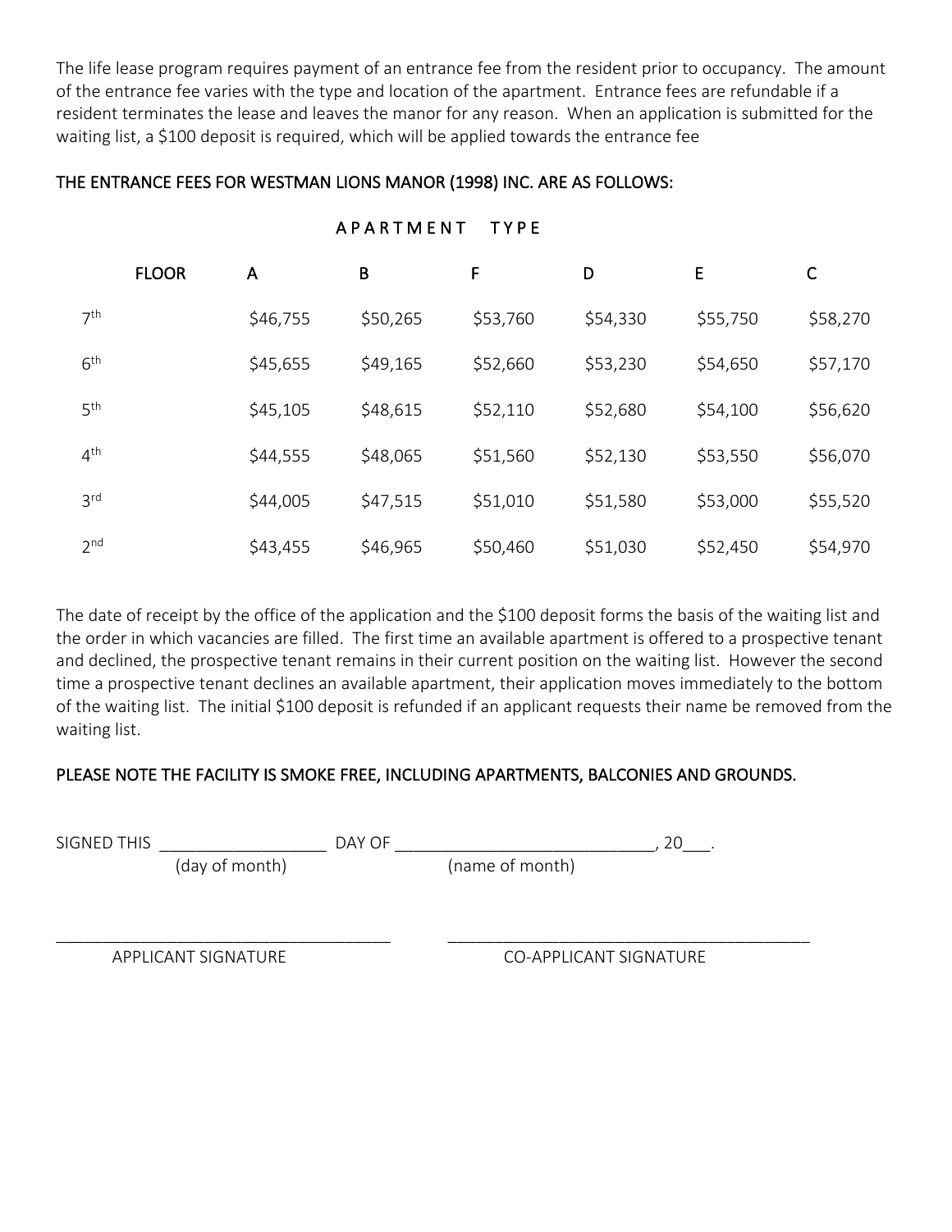The life lease program requires payment of an entrance fee from the resident prior to occupancy. The amount of the entrance fee varies with the type and location of the apartment. Entrance fees are refundable if a resident terminates the lease and leaves the manor for any reason. When an application is submitted for the waiting list, a $100 deposit is required, which will be applied towards the entrance fee

**THE ENTRANCE FEES FOR WESTMAN LIONS MANOR (1998) INC. ARE AS FOLLOWS:**

| | APARTMENT TYPE | | | | | |
|---|---|---|---|---|---|---|
| FLOOR | A | B | F | D | E | C |
| 7th | $46,755 | $50,265 | $53,760 | $54,330 | $55,750 | $58,270 |
| 6th | $45,655 | $49,165 | $52,660 | $53,230 | $54,650 | $57,170 |
| 5th | $45,105 | $48,615 | $52,110 | $52,680 | $54,100 | $56,620 |
| 4th | $44,555 | $48,065 | $51,560 | $52,130 | $53,550 | $56,070 |
| 3rd | $44,005 | $47,515 | $51,010 | $51,580 | $53,000 | $55,520 |
| 2nd | $43,455 | $46,965 | $50,460 | $51,030 | $52,450 | $54,970 |

The date of receipt by the office of the application and the $100 deposit forms the basis of the waiting list and the order in which vacancies are filled. The first time an available apartment is offered to a prospective tenant and declined, the prospective tenant remains in their current position on the waiting list. However the second time a prospective tenant declines an available apartment, their application moves immediately to the bottom of the waiting list. The initial $100 deposit is refunded if an applicant requests their name be removed from the waiting list.

**PLEASE NOTE THE FACILITY IS SMOKE FREE, INCLUDING APARTMENTS, BALCONIES AND GROUNDS.**

SIGNED THIS __________________ DAY OF ____________________________, 20___.
(day of month) (name of month)

______________________________________ ______________________________________
APPLICANT SIGNATURE CO-APPLICANT SIGNATURE